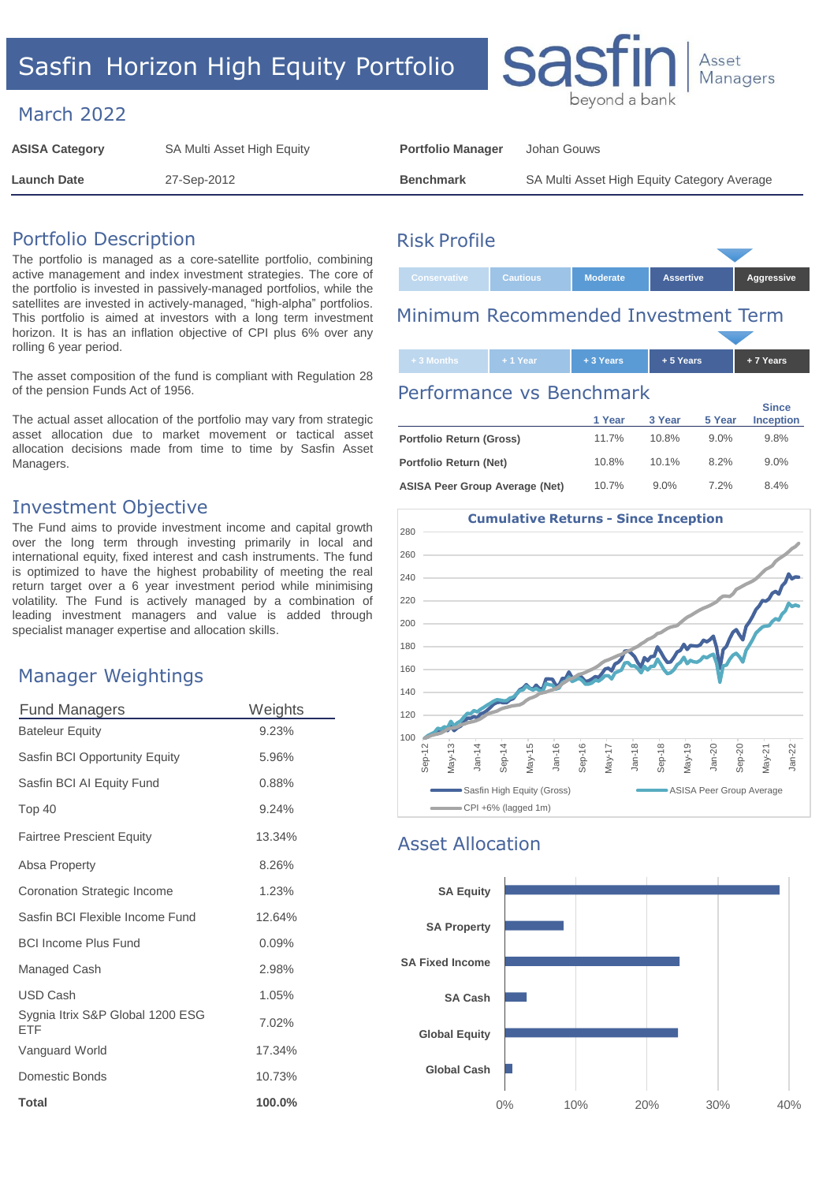# Sasfin Horizon High Equity Portfolio

sasfin beyond a bank | Asset Managers

## March 2022

| | | | |
|---|---|---|---|
| **ASISA Category** | SA Multi Asset High Equity | **Portfolio Manager** | Johan Gouws |
| **Launch Date** | 27-Sep-2012 | **Benchmark** | SA Multi Asset High Equity Category Average |

## Portfolio Description

The portfolio is managed as a core-satellite portfolio, combining active management and index investment strategies. The core of the portfolio is invested in passively-managed portfolios, while the satellites are invested in actively-managed, "high-alpha" portfolios. This portfolio is aimed at investors with a long term investment horizon. It is has an inflation objective of CPI plus 6% over any rolling 6 year period.

The asset composition of the fund is compliant with Regulation 28 of the pension Funds Act of 1956.

The actual asset allocation of the portfolio may vary from strategic asset allocation due to market movement or tactical asset allocation decisions made from time to time by Sasfin Asset Managers.

## Investment Objective

The Fund aims to provide investment income and capital growth over the long term through investing primarily in local and international equity, fixed interest and cash instruments. The fund is optimized to have the highest probability of meeting the real return target over a 6 year investment period while minimising volatility. The Fund is actively managed by a combination of leading investment managers and value is added through specialist manager expertise and allocation skills.

## Manager Weightings

| Fund Managers | Weights |
|---|---|
| Bateleur Equity | 9.23% |
| Sasfin BCI Opportunity Equity | 5.96% |
| Sasfin BCI AI Equity Fund | 0.88% |
| Top 40 | 9.24% |
| Fairtree Prescient Equity | 13.34% |
| Absa Property | 8.26% |
| Coronation Strategic Income | 1.23% |
| Sasfin BCI Flexible Income Fund | 12.64% |
| BCI Income Plus Fund | 0.09% |
| Managed Cash | 2.98% |
| USD Cash | 1.05% |
| Sygnia Itrix S&P Global 1200 ESG ETF | 7.02% |
| Vanguard World | 17.34% |
| Domestic Bonds | 10.73% |
| **Total** | **100.0%** |

## Risk Profile

Conservative | Cautious | Moderate | **Assertive** | Aggressive

## Minimum Recommended Investment Term

+ 3 Months | + 1 Year | + 3 Years | **+ 5 Years** | + 7 Years

## Performance vs Benchmark

| | 1 Year | 3 Year | 5 Year | Since Inception |
|---|---|---|---|---|
| **Portfolio Return (Gross)** | 11.7% | 10.8% | 9.0% | 9.8% |
| **Portfolio Return (Net)** | 10.8% | 10.1% | 8.2% | 9.0% |
| **ASISA Peer Group Average (Net)** | 10.7% | 9.0% | 7.2% | 8.4% |

**Cumulative Returns - Since Inception**

Legend: Sasfin High Equity (Gross); ASISA Peer Group Average; CPI +6% (lagged 1m)

## Asset Allocation

| Asset Class | Approx. Allocation |
|---|---|
| SA Equity | ~39% |
| SA Property | ~8% |
| SA Fixed Income | ~25% |
| SA Cash | ~3% |
| Global Equity | ~24% |
| Global Cash | ~1% |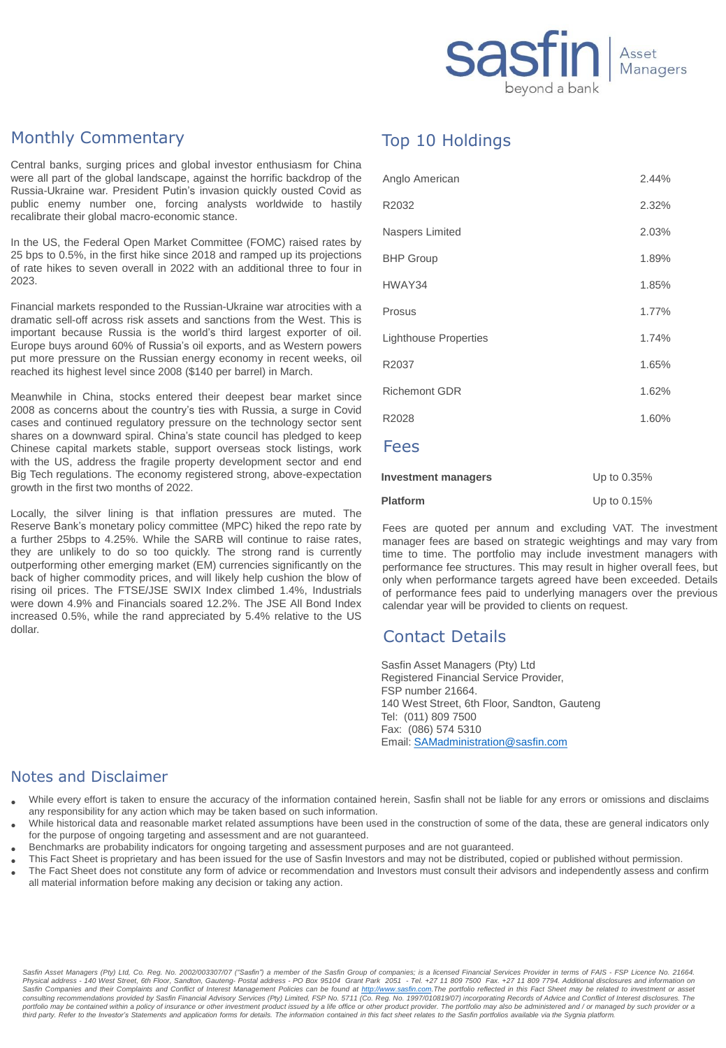## Monthly Commentary

Central banks, surging prices and global investor enthusiasm for China were all part of the global landscape, against the horrific backdrop of the Russia-Ukraine war. President Putin's invasion quickly ousted Covid as public enemy number one, forcing analysts worldwide to hastily recalibrate their global macro-economic stance.

In the US, the Federal Open Market Committee (FOMC) raised rates by 25 bps to 0.5%, in the first hike since 2018 and ramped up its projections of rate hikes to seven overall in 2022 with an additional three to four in 2023.

Financial markets responded to the Russian-Ukraine war atrocities with a dramatic sell-off across risk assets and sanctions from the West. This is important because Russia is the world's third largest exporter of oil. Europe buys around 60% of Russia's oil exports, and as Western powers put more pressure on the Russian energy economy in recent weeks, oil reached its highest level since 2008 ($140 per barrel) in March.

Meanwhile in China, stocks entered their deepest bear market since 2008 as concerns about the country's ties with Russia, a surge in Covid cases and continued regulatory pressure on the technology sector sent shares on a downward spiral. China's state council has pledged to keep Chinese capital markets stable, support overseas stock listings, work with the US, address the fragile property development sector and end Big Tech regulations. The economy registered strong, above-expectation growth in the first two months of 2022.

Locally, the silver lining is that inflation pressures are muted. The Reserve Bank's monetary policy committee (MPC) hiked the repo rate by a further 25bps to 4.25%. While the SARB will continue to raise rates, they are unlikely to do so too quickly. The strong rand is currently outperforming other emerging market (EM) currencies significantly on the back of higher commodity prices, and will likely help cushion the blow of rising oil prices. The FTSE/JSE SWIX Index climbed 1.4%, Industrials were down 4.9% and Financials soared 12.2%. The JSE All Bond Index increased 0.5%, while the rand appreciated by 5.4% relative to the US dollar.

## Top 10 Holdings

| | |
|---|---|
| Anglo American | 2.44% |
| R2032 | 2.32% |
| Naspers Limited | 2.03% |
| BHP Group | 1.89% |
| HWAY34 | 1.85% |
| Prosus | 1.77% |
| Lighthouse Properties | 1.74% |
| R2037 | 1.65% |
| Richemont GDR | 1.62% |
| R2028 | 1.60% |

## Fees

| | |
|---|---|
| **Investment managers** | Up to 0.35% |
| **Platform** | Up to 0.15% |

Fees are quoted per annum and excluding VAT. The investment manager fees are based on strategic weightings and may vary from time to time. The portfolio may include investment managers with performance fee structures. This may result in higher overall fees, but only when performance targets agreed have been exceeded. Details of performance fees paid to underlying managers over the previous calendar year will be provided to clients on request.

## Contact Details

Sasfin Asset Managers (Pty) Ltd
Registered Financial Service Provider,
FSP number 21664.
140 West Street, 6th Floor, Sandton, Gauteng
Tel: (011) 809 7500
Fax: (086) 574 5310
Email: SAMadministration@sasfin.com

## Notes and Disclaimer

- While every effort is taken to ensure the accuracy of the information contained herein, Sasfin shall not be liable for any errors or omissions and disclaims any responsibility for any action which may be taken based on such information.
- While historical data and reasonable market related assumptions have been used in the construction of some of the data, these are general indicators only for the purpose of ongoing targeting and assessment and are not guaranteed.
- Benchmarks are probability indicators for ongoing targeting and assessment purposes and are not guaranteed.
- This Fact Sheet is proprietary and has been issued for the use of Sasfin Investors and may not be distributed, copied or published without permission.
- The Fact Sheet does not constitute any form of advice or recommendation and Investors must consult their advisors and independently assess and confirm all material information before making any decision or taking any action.

*Sasfin Asset Managers (Pty) Ltd, Co. Reg. No. 2002/003307/07 ("Sasfin") a member of the Sasfin Group of companies; is a licensed Financial Services Provider in terms of FAIS - FSP Licence No. 21664. Physical address - 140 West Street, 6th Floor, Sandton, Gauteng- Postal address - PO Box 95104 Grant Park 2051 - Tel. +27 11 809 7500 Fax. +27 11 809 7794. Additional disclosures and information on Sasfin Companies and their Complaints and Conflict of Interest Management Policies can be found at http://www.sasfin.com.The portfolio reflected in this Fact Sheet may be related to investment or asset consulting recommendations provided by Sasfin Financial Advisory Services (Pty) Limited, FSP No. 5711 (Co. Reg. No. 1997/010819/07) incorporating Records of Advice and Conflict of Interest disclosures. The portfolio may be contained within a policy of insurance or other investment product issued by a life office or other product provider. The portfolio may also be administered and / or managed by such provider or a third party. Refer to the Investor's Statements and application forms for details. The information contained in this fact sheet relates to the Sasfin portfolios available via the Sygnia platform.*